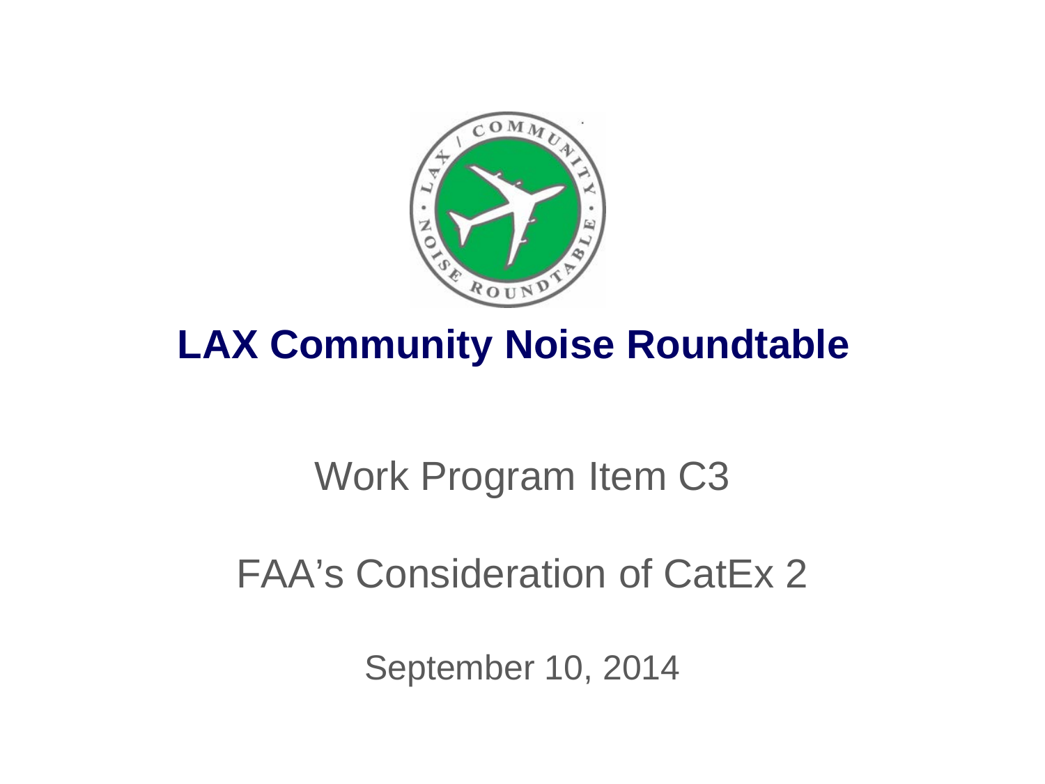# LAX Community Noise Roundtable

Work Program Item C3

FAA's Consideration of CatEx 2

September 10, 2014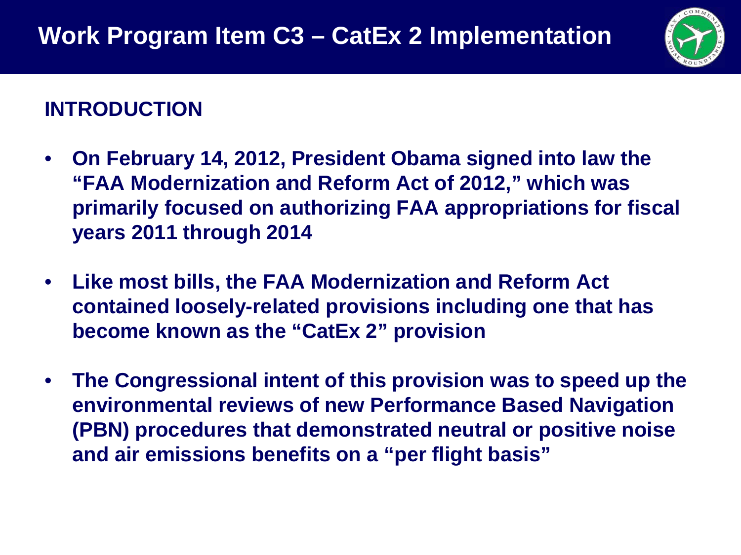# Work Program Item C3 – CatEx 2 Implementation

## INTRODUCTION

- **On February 14, 2012, President Obama signed into law the "FAA Modernization and Reform Act of 2012," which was primarily focused on authorizing FAA appropriations for fiscal years 2011 through 2014**
- **Like most bills, the FAA Modernization and Reform Act contained loosely-related provisions including one that has become known as the "CatEx 2" provision**
- **The Congressional intent of this provision was to speed up the environmental reviews of new Performance Based Navigation (PBN) procedures that demonstrated neutral or positive noise and air emissions benefits on a "per flight basis"**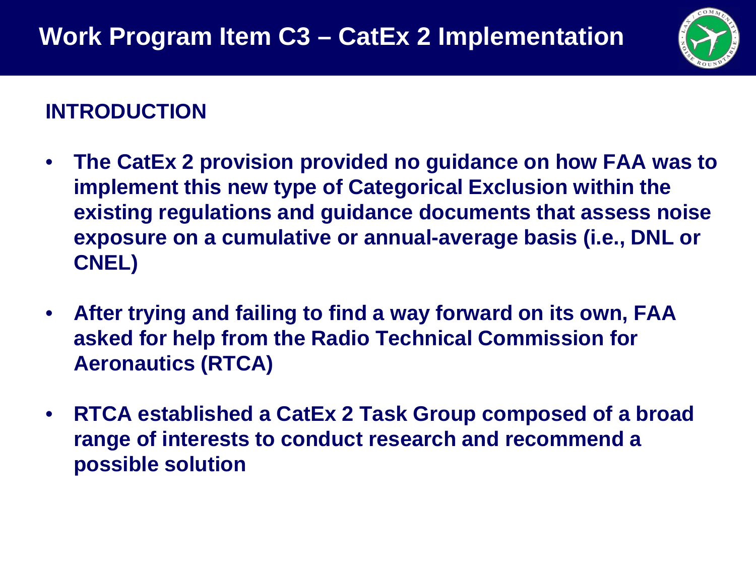# Work Program Item C3 – CatEx 2 Implementation

## INTRODUCTION

- **The CatEx 2 provision provided no guidance on how FAA was to implement this new type of Categorical Exclusion within the existing regulations and guidance documents that assess noise exposure on a cumulative or annual-average basis (i.e., DNL or CNEL)**
- **After trying and failing to find a way forward on its own, FAA asked for help from the Radio Technical Commission for Aeronautics (RTCA)**
- **RTCA established a CatEx 2 Task Group composed of a broad range of interests to conduct research and recommend a possible solution**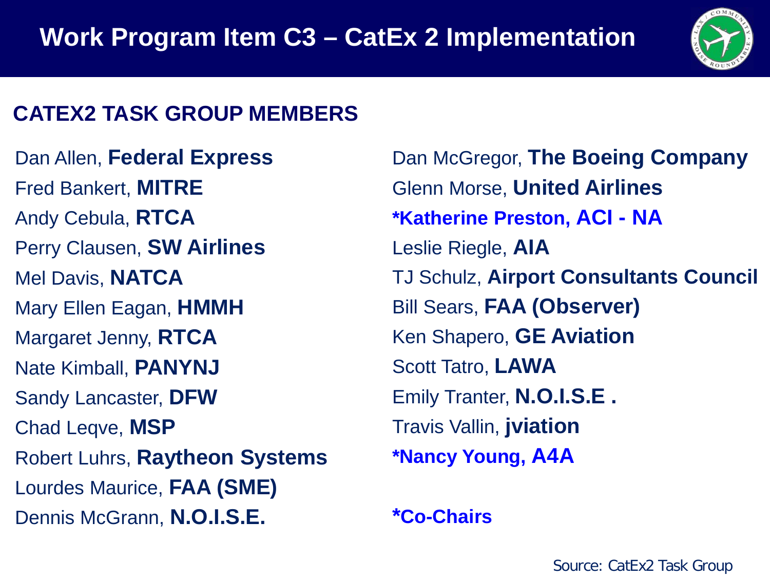# Work Program Item C3 – CatEx 2 Implementation

## CATEX2 TASK GROUP MEMBERS

Dan Allen, **Federal Express**
Fred Bankert, **MITRE**
Andy Cebula, **RTCA**
Perry Clausen, **SW Airlines**
Mel Davis, **NATCA**
Mary Ellen Eagan, **HMMH**
Margaret Jenny, **RTCA**
Nate Kimball, **PANYNJ**
Sandy Lancaster, **DFW**
Chad Leqve, **MSP**
Robert Luhrs, **Raytheon Systems**
Lourdes Maurice, **FAA (SME)**
Dennis McGrann, **N.O.I.S.E.**

Dan McGregor, **The Boeing Company**
Glenn Morse, **United Airlines**
**\*Katherine Preston, ACI - NA**
Leslie Riegle, **AIA**
TJ Schulz, **Airport Consultants Council**
Bill Sears, **FAA (Observer)**
Ken Shapero, **GE Aviation**
Scott Tatro, **LAWA**
Emily Tranter, **N.O.I.S.E .**
Travis Vallin, **jviation**
**\*Nancy Young, A4A**

**\*Co-Chairs**

Source: CatEx2 Task Group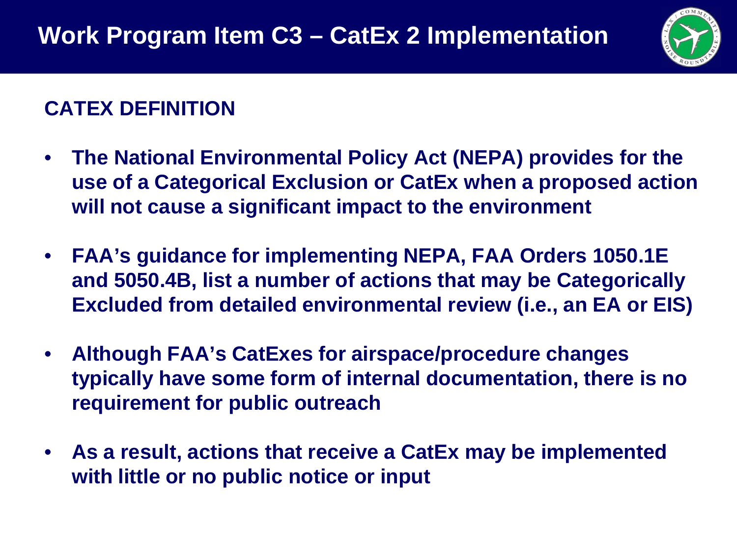# Work Program Item C3 – CatEx 2 Implementation

## CATEX DEFINITION

- **The National Environmental Policy Act (NEPA) provides for the use of a Categorical Exclusion or CatEx when a proposed action will not cause a significant impact to the environment**
- **FAA's guidance for implementing NEPA, FAA Orders 1050.1E and 5050.4B, list a number of actions that may be Categorically Excluded from detailed environmental review (i.e., an EA or EIS)**
- **Although FAA's CatExes for airspace/procedure changes typically have some form of internal documentation, there is no requirement for public outreach**
- **As a result, actions that receive a CatEx may be implemented with little or no public notice or input**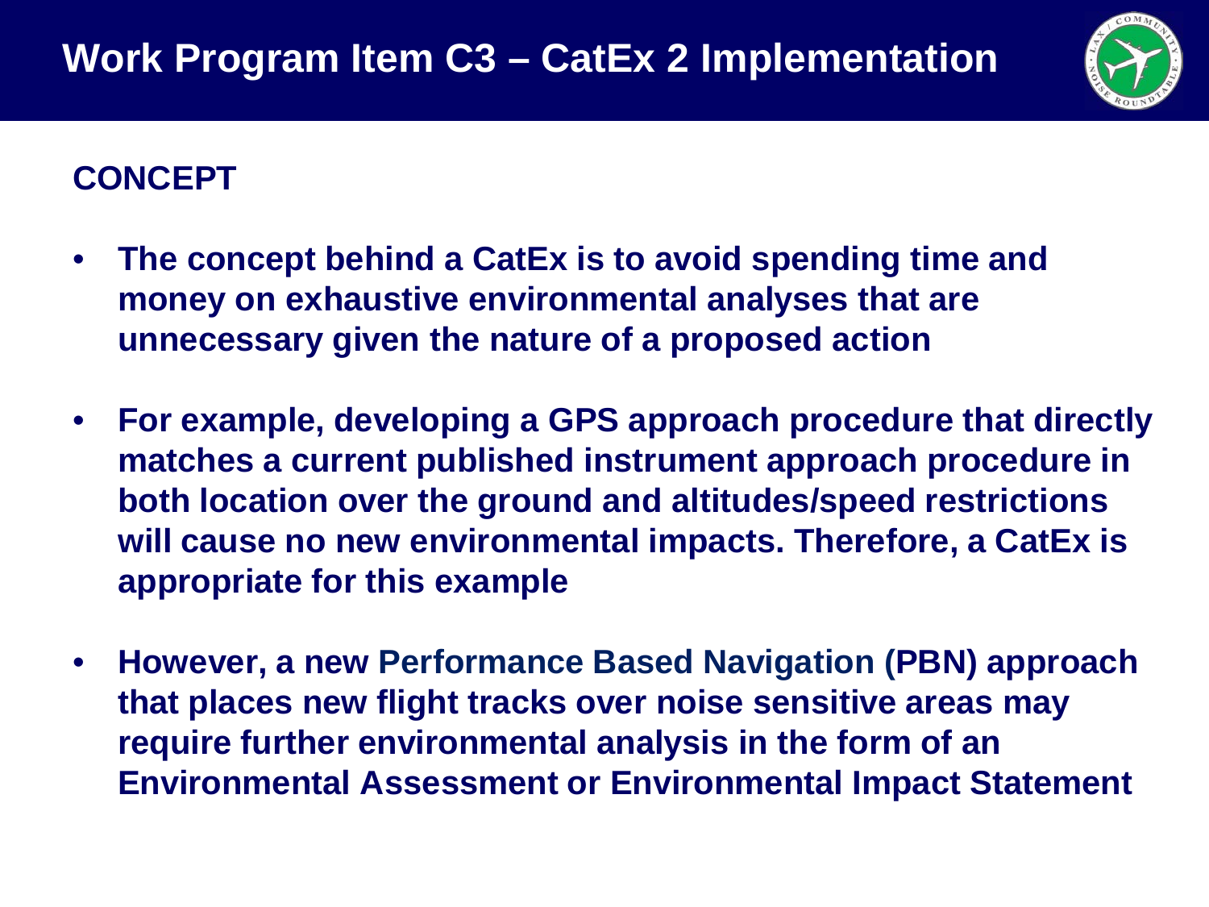# Work Program Item C3 – CatEx 2 Implementation

## CONCEPT

- **The concept behind a CatEx is to avoid spending time and money on exhaustive environmental analyses that are unnecessary given the nature of a proposed action**
- **For example, developing a GPS approach procedure that directly matches a current published instrument approach procedure in both location over the ground and altitudes/speed restrictions will cause no new environmental impacts. Therefore, a CatEx is appropriate for this example**
- **However, a new Performance Based Navigation (PBN) approach that places new flight tracks over noise sensitive areas may require further environmental analysis in the form of an Environmental Assessment or Environmental Impact Statement**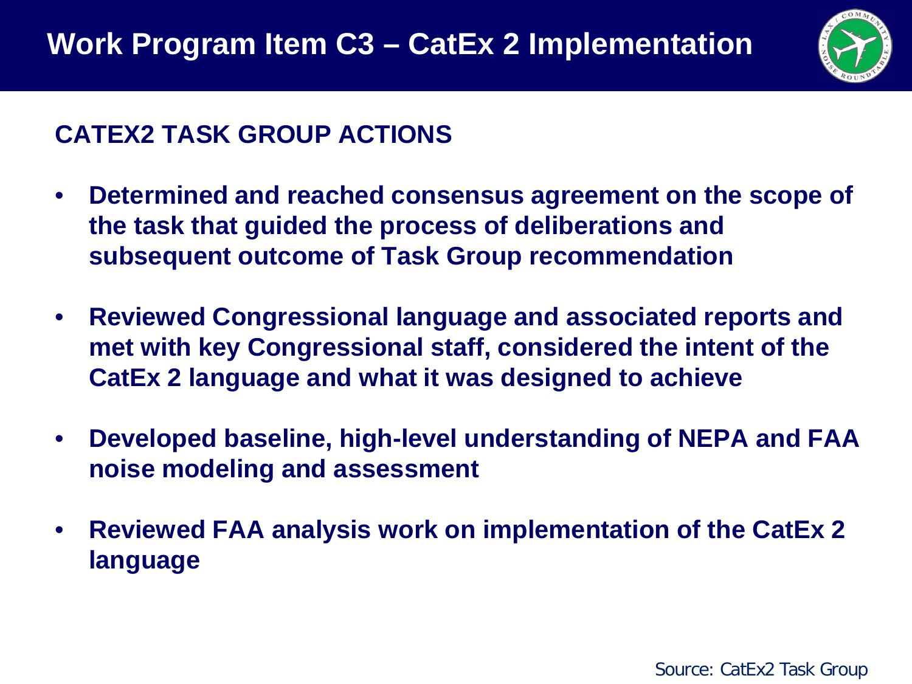# Work Program Item C3 – CatEx 2 Implementation

## CATEX2 TASK GROUP ACTIONS

- **Determined and reached consensus agreement on the scope of the task that guided the process of deliberations and subsequent outcome of Task Group recommendation**
- **Reviewed Congressional language and associated reports and met with key Congressional staff, considered the intent of the CatEx 2 language and what it was designed to achieve**
- **Developed baseline, high-level understanding of NEPA and FAA noise modeling and assessment**
- **Reviewed FAA analysis work on implementation of the CatEx 2 language**

Source: CatEx2 Task Group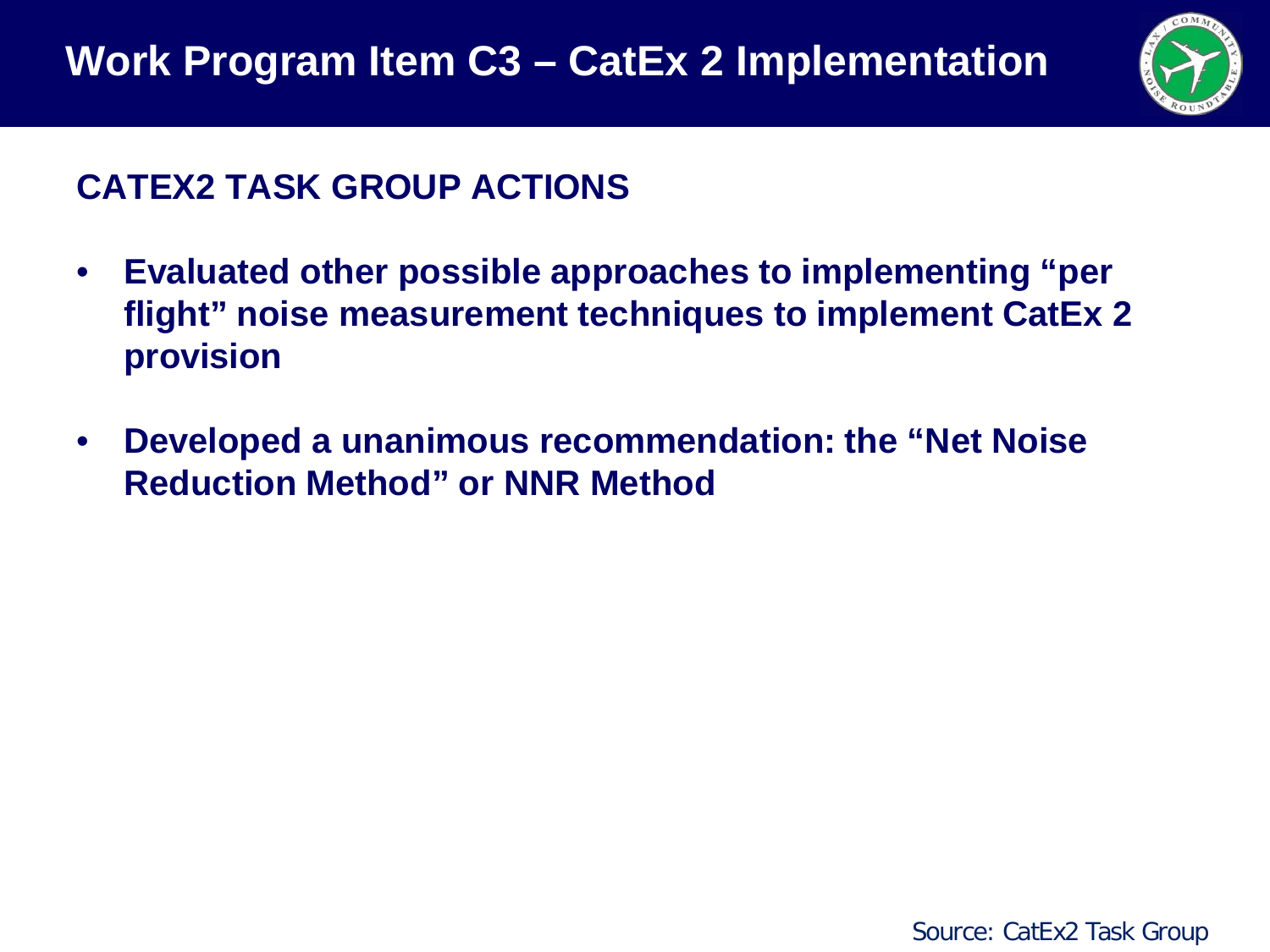# Work Program Item C3 – CatEx 2 Implementation

## CATEX2 TASK GROUP ACTIONS

- **Evaluated other possible approaches to implementing "per flight" noise measurement techniques to implement CatEx 2 provision**
- **Developed a unanimous recommendation: the "Net Noise Reduction Method" or NNR Method**

Source: CatEx2 Task Group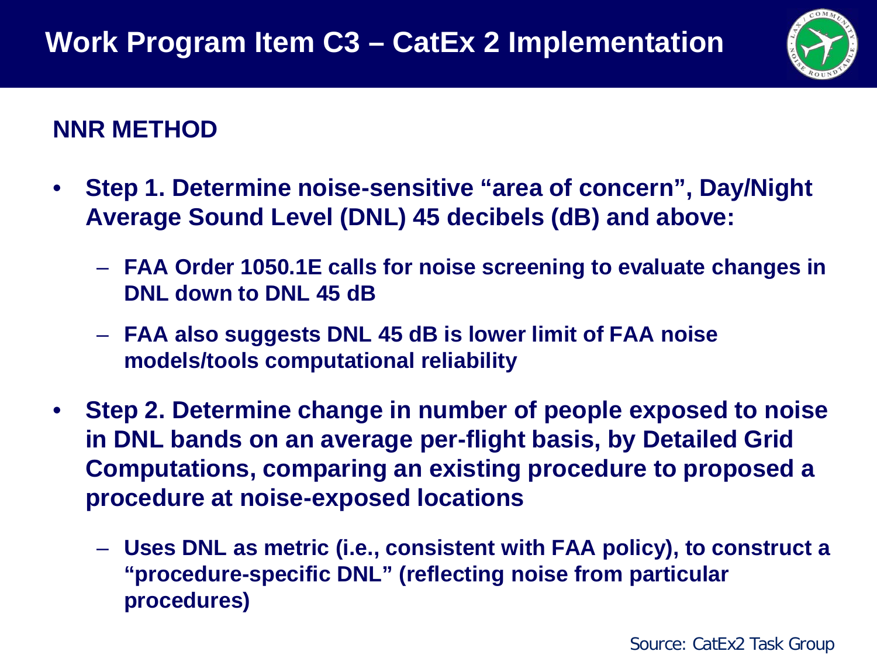# Work Program Item C3 – CatEx 2 Implementation

## NNR METHOD

- **Step 1. Determine noise-sensitive "area of concern", Day/Night Average Sound Level (DNL) 45 decibels (dB) and above:**
  - **FAA Order 1050.1E calls for noise screening to evaluate changes in DNL down to DNL 45 dB**
  - **FAA also suggests DNL 45 dB is lower limit of FAA noise models/tools computational reliability**
- **Step 2. Determine change in number of people exposed to noise in DNL bands on an average per-flight basis, by Detailed Grid Computations, comparing an existing procedure to proposed a procedure at noise-exposed locations**
  - **Uses DNL as metric (i.e., consistent with FAA policy), to construct a "procedure-specific DNL" (reflecting noise from particular procedures)**

Source: CatEx2 Task Group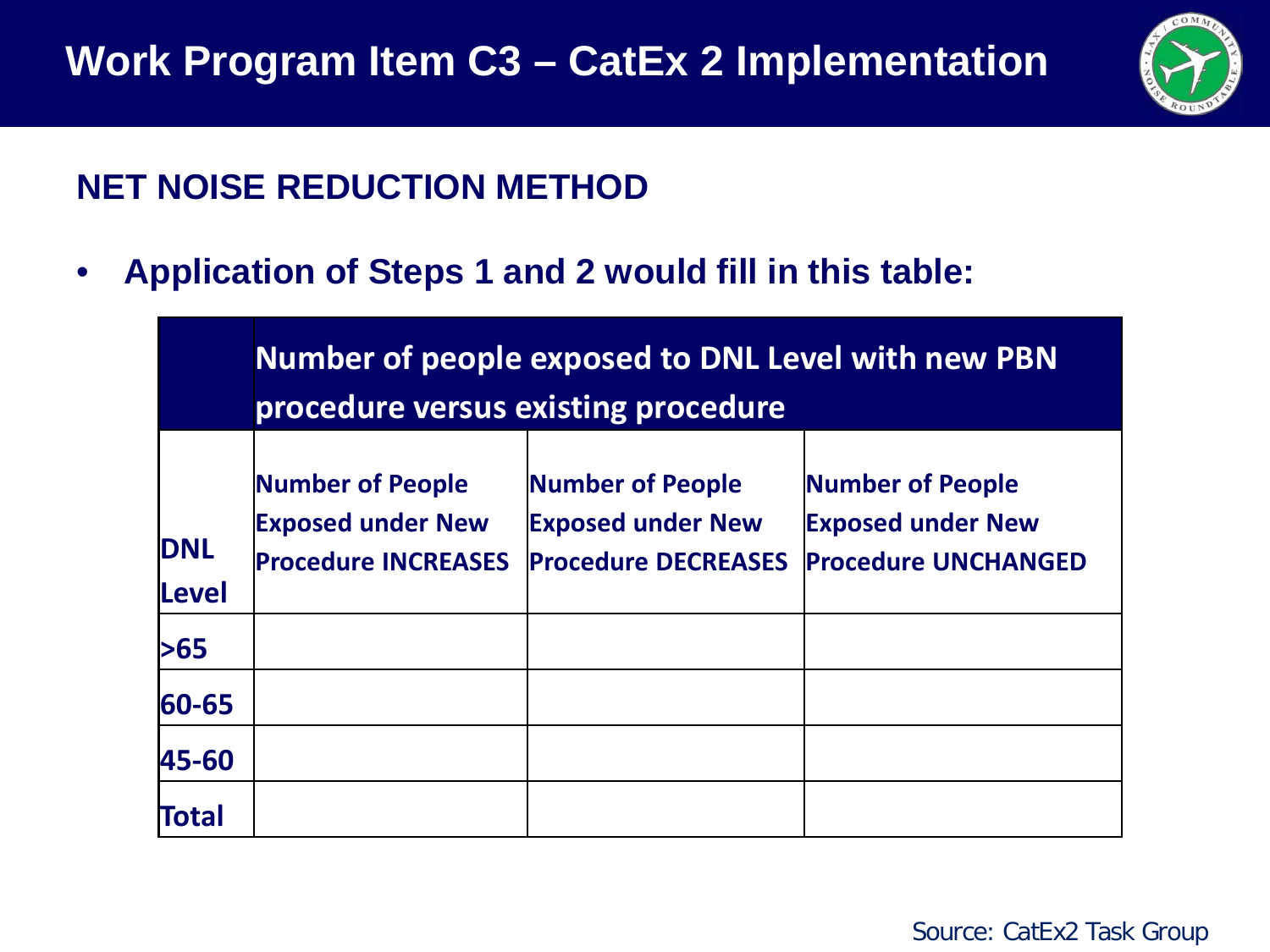# Work Program Item C3 – CatEx 2 Implementation

## NET NOISE REDUCTION METHOD

- **Application of Steps 1 and 2 would fill in this table:**

| | Number of people exposed to DNL Level with new PBN procedure versus existing procedure | | |
|---|---|---|---|
| **DNL Level** | **Number of People Exposed under New Procedure INCREASES** | **Number of People Exposed under New Procedure DECREASES** | **Number of People Exposed under New Procedure UNCHANGED** |
| **>65** | | | |
| **60-65** | | | |
| **45-60** | | | |
| **Total** | | | |

Source: CatEx2 Task Group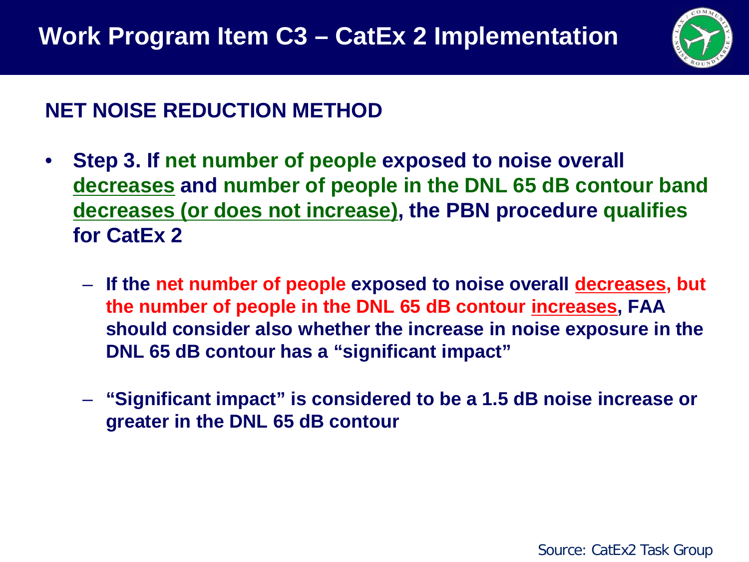# Work Program Item C3 – CatEx 2 Implementation

## NET NOISE REDUCTION METHOD

- **Step 3. If net number of people exposed to noise overall decreases and number of people in the DNL 65 dB contour band decreases (or does not increase), the PBN procedure qualifies for CatEx 2**
  - **If the net number of people exposed to noise overall decreases, but the number of people in the DNL 65 dB contour increases, FAA should consider also whether the increase in noise exposure in the DNL 65 dB contour has a "significant impact"**
  - **"Significant impact" is considered to be a 1.5 dB noise increase or greater in the DNL 65 dB contour**

Source: CatEx2 Task Group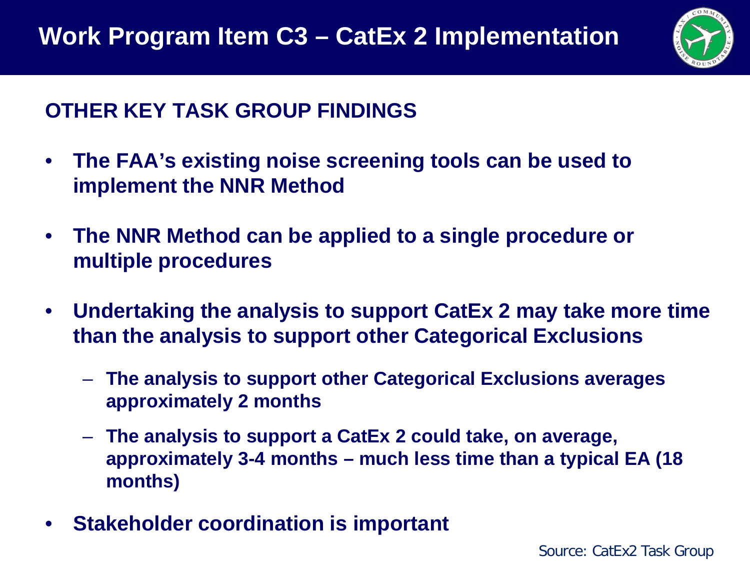# Work Program Item C3 – CatEx 2 Implementation

## OTHER KEY TASK GROUP FINDINGS

- **The FAA's existing noise screening tools can be used to implement the NNR Method**
- **The NNR Method can be applied to a single procedure or multiple procedures**
- **Undertaking the analysis to support CatEx 2 may take more time than the analysis to support other Categorical Exclusions**
  - **The analysis to support other Categorical Exclusions averages approximately 2 months**
  - **The analysis to support a CatEx 2 could take, on average, approximately 3-4 months – much less time than a typical EA (18 months)**
- **Stakeholder coordination is important**

Source: CatEx2 Task Group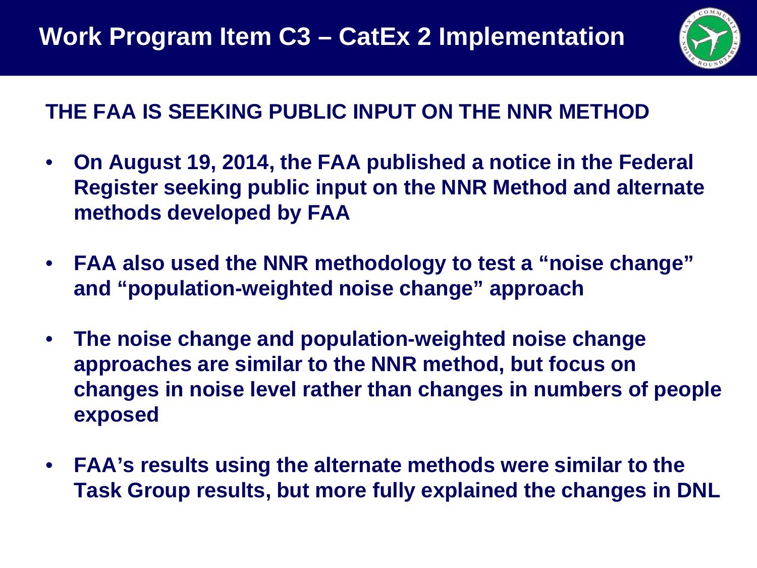# Work Program Item C3 – CatEx 2 Implementation

## THE FAA IS SEEKING PUBLIC INPUT ON THE NNR METHOD

- **On August 19, 2014, the FAA published a notice in the Federal Register seeking public input on the NNR Method and alternate methods developed by FAA**
- **FAA also used the NNR methodology to test a "noise change" and "population-weighted noise change" approach**
- **The noise change and population-weighted noise change approaches are similar to the NNR method, but focus on changes in noise level rather than changes in numbers of people exposed**
- **FAA's results using the alternate methods were similar to the Task Group results, but more fully explained the changes in DNL**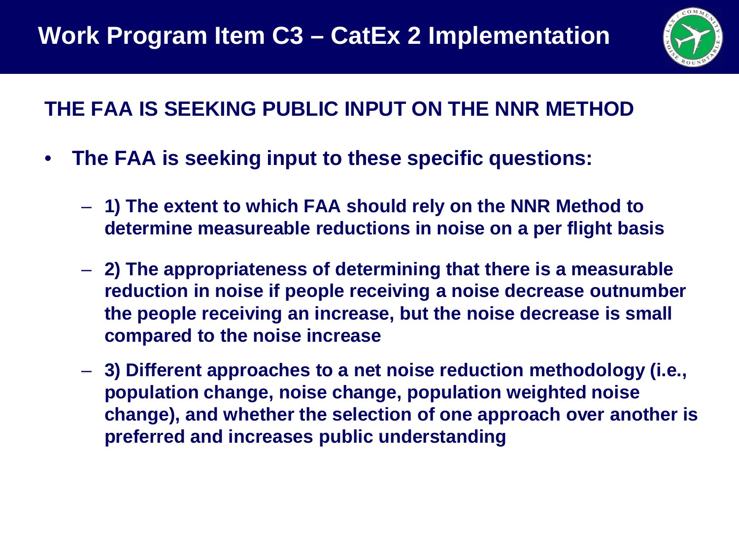# Work Program Item C3 – CatEx 2 Implementation

## THE FAA IS SEEKING PUBLIC INPUT ON THE NNR METHOD

- **The FAA is seeking input to these specific questions:**
  - **1) The extent to which FAA should rely on the NNR Method to determine measureable reductions in noise on a per flight basis**
  - **2) The appropriateness of determining that there is a measurable reduction in noise if people receiving a noise decrease outnumber the people receiving an increase, but the noise decrease is small compared to the noise increase**
  - **3) Different approaches to a net noise reduction methodology (i.e., population change, noise change, population weighted noise change), and whether the selection of one approach over another is preferred and increases public understanding**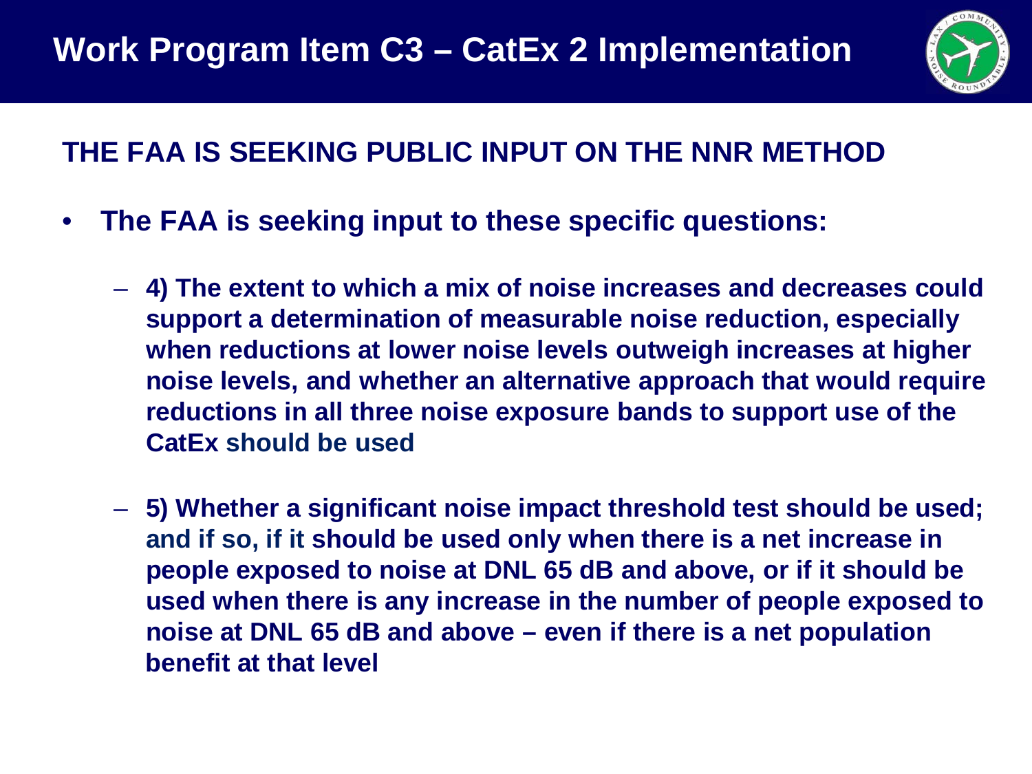# Work Program Item C3 – CatEx 2 Implementation

## THE FAA IS SEEKING PUBLIC INPUT ON THE NNR METHOD

- **The FAA is seeking input to these specific questions:**
  - **4) The extent to which a mix of noise increases and decreases could support a determination of measurable noise reduction, especially when reductions at lower noise levels outweigh increases at higher noise levels, and whether an alternative approach that would require reductions in all three noise exposure bands to support use of the CatEx should be used**
  - **5) Whether a significant noise impact threshold test should be used; and if so, if it should be used only when there is a net increase in people exposed to noise at DNL 65 dB and above, or if it should be used when there is any increase in the number of people exposed to noise at DNL 65 dB and above – even if there is a net population benefit at that level**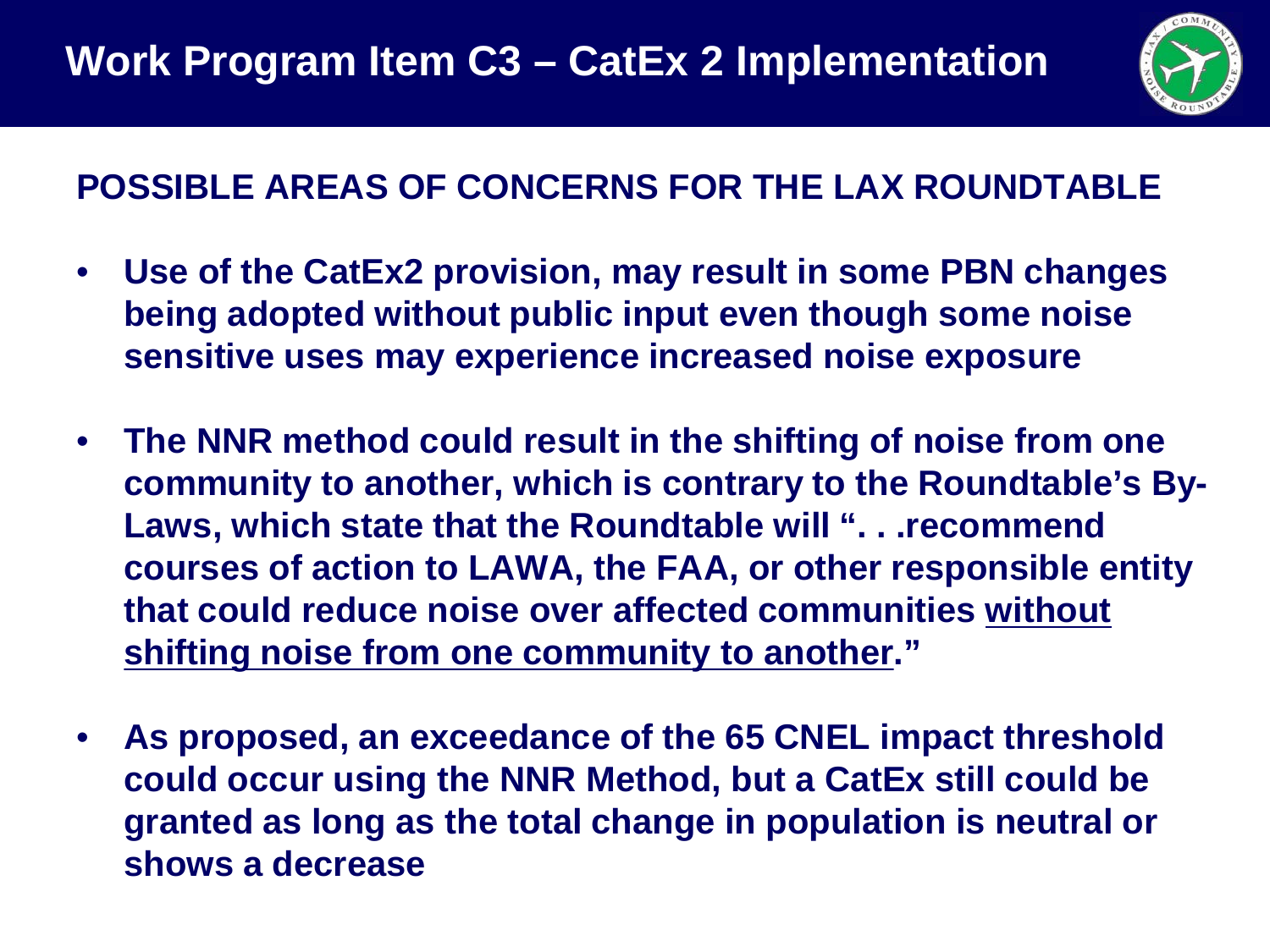# Work Program Item C3 – CatEx 2 Implementation

## POSSIBLE AREAS OF CONCERNS FOR THE LAX ROUNDTABLE

- **Use of the CatEx2 provision, may result in some PBN changes being adopted without public input even though some noise sensitive uses may experience increased noise exposure**
- **The NNR method could result in the shifting of noise from one community to another, which is contrary to the Roundtable's By-Laws, which state that the Roundtable will ". . .recommend courses of action to LAWA, the FAA, or other responsible entity that could reduce noise over affected communities <u>without shifting noise from one community to another</u>."**
- **As proposed, an exceedance of the 65 CNEL impact threshold could occur using the NNR Method, but a CatEx still could be granted as long as the total change in population is neutral or shows a decrease**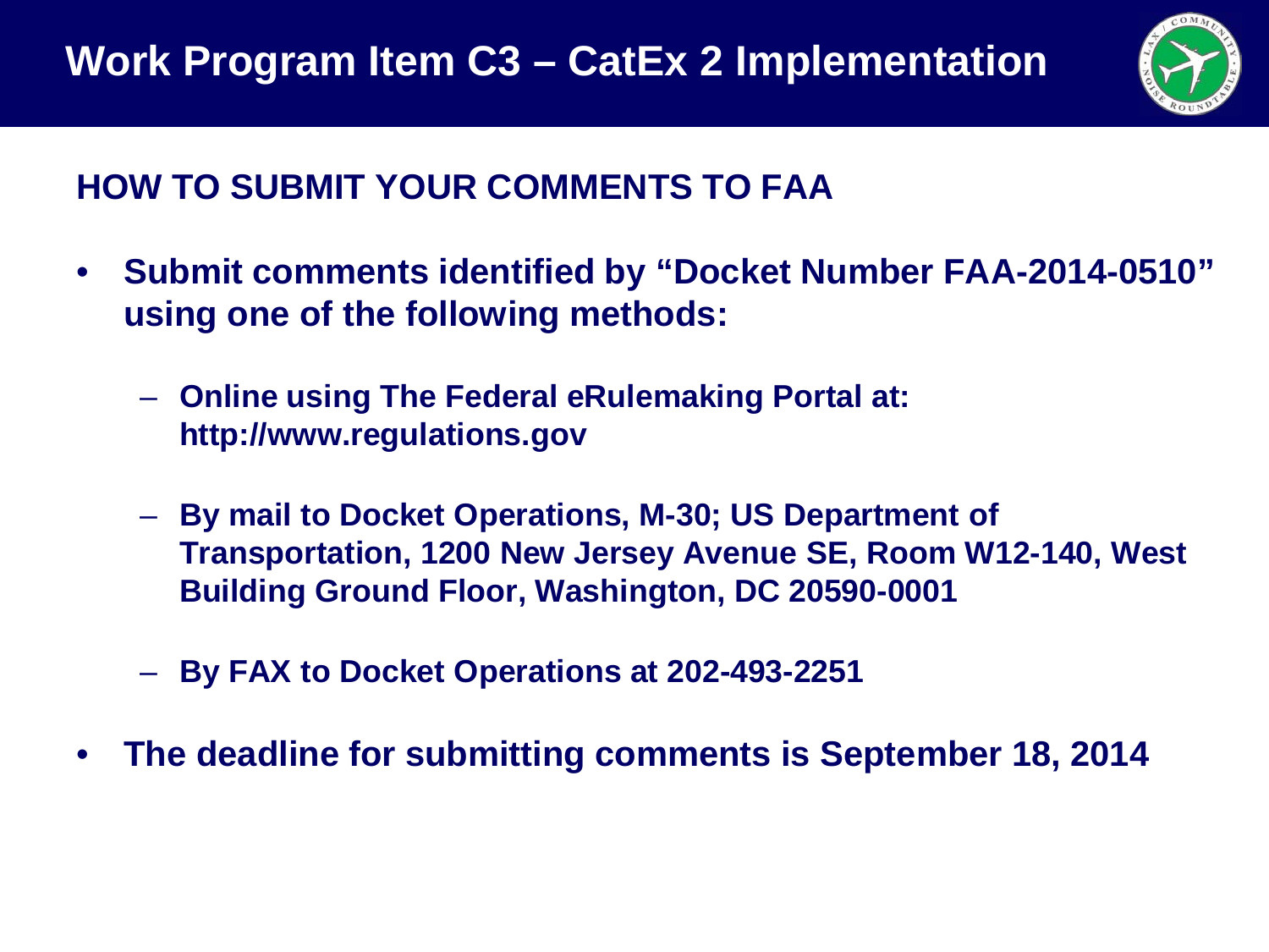# Work Program Item C3 – CatEx 2 Implementation

## HOW TO SUBMIT YOUR COMMENTS TO FAA

- **Submit comments identified by "Docket Number FAA-2014-0510" using one of the following methods:**
  - **Online using The Federal eRulemaking Portal at: http://www.regulations.gov**
  - **By mail to Docket Operations, M-30; US Department of Transportation, 1200 New Jersey Avenue SE, Room W12-140, West Building Ground Floor, Washington, DC 20590-0001**
  - **By FAX to Docket Operations at 202-493-2251**
- **The deadline for submitting comments is September 18, 2014**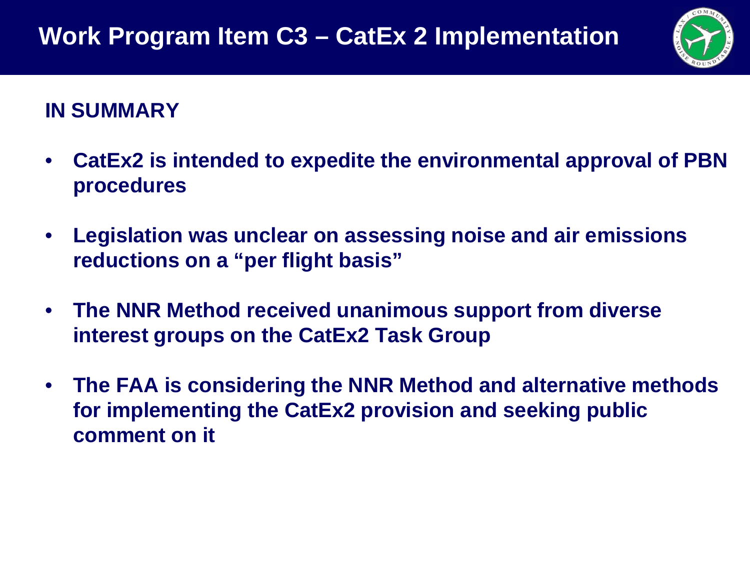# Work Program Item C3 – CatEx 2 Implementation

## IN SUMMARY

- **CatEx2 is intended to expedite the environmental approval of PBN procedures**
- **Legislation was unclear on assessing noise and air emissions reductions on a "per flight basis"**
- **The NNR Method received unanimous support from diverse interest groups on the CatEx2 Task Group**
- **The FAA is considering the NNR Method and alternative methods for implementing the CatEx2 provision and seeking public comment on it**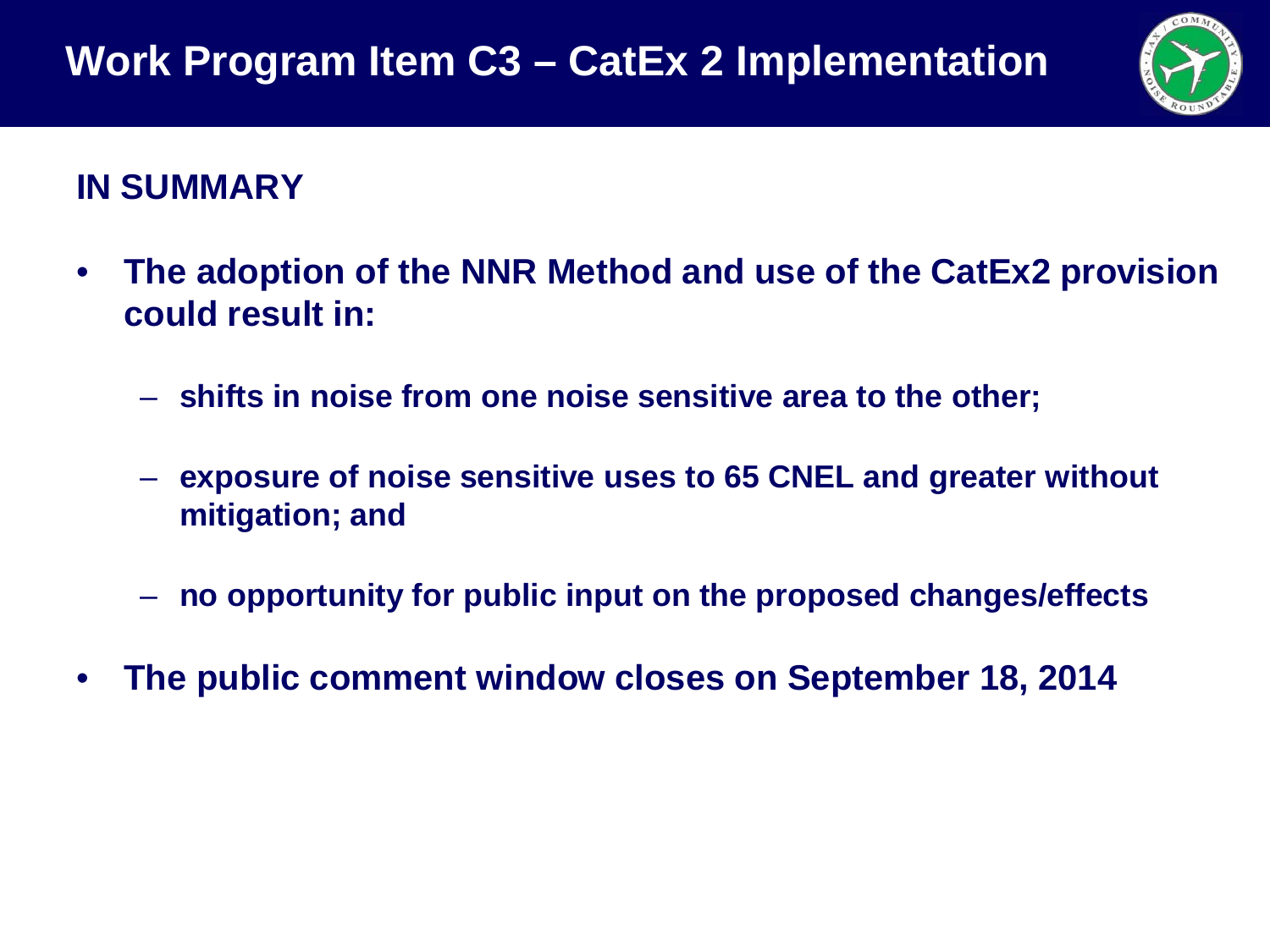# Work Program Item C3 – CatEx 2 Implementation

## IN SUMMARY

- **The adoption of the NNR Method and use of the CatEx2 provision could result in:**
  - **shifts in noise from one noise sensitive area to the other;**
  - **exposure of noise sensitive uses to 65 CNEL and greater without mitigation; and**
  - **no opportunity for public input on the proposed changes/effects**
- **The public comment window closes on September 18, 2014**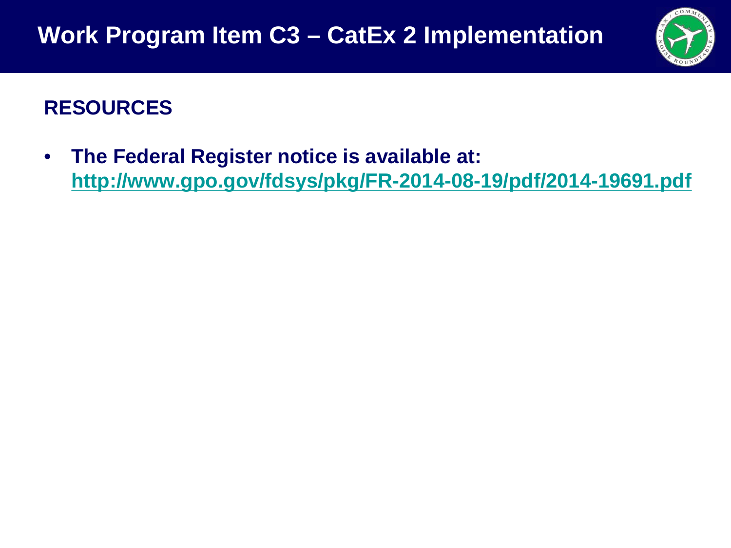# Work Program Item C3 – CatEx 2 Implementation

## RESOURCES

- **The Federal Register notice is available at: http://www.gpo.gov/fdsys/pkg/FR-2014-08-19/pdf/2014-19691.pdf**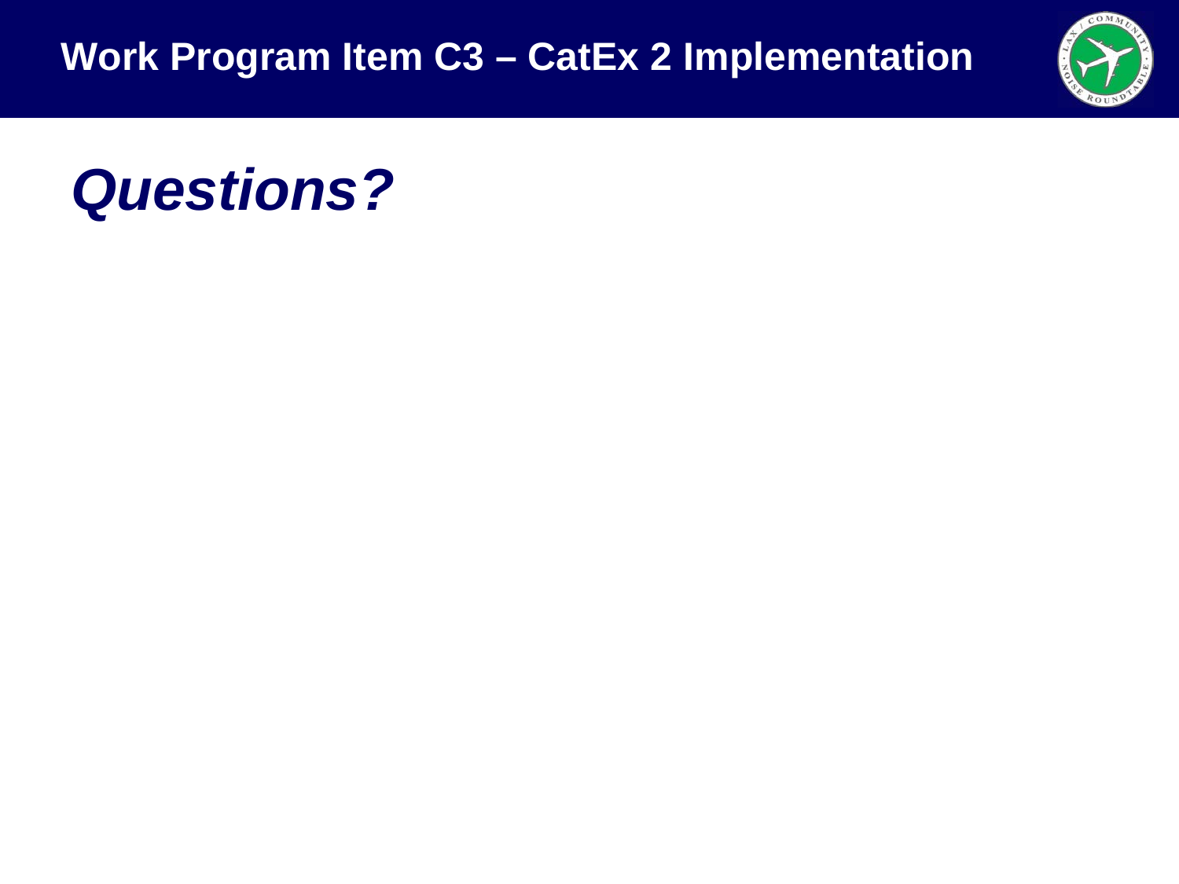# Work Program Item C3 – CatEx 2 Implementation

## *Questions?*